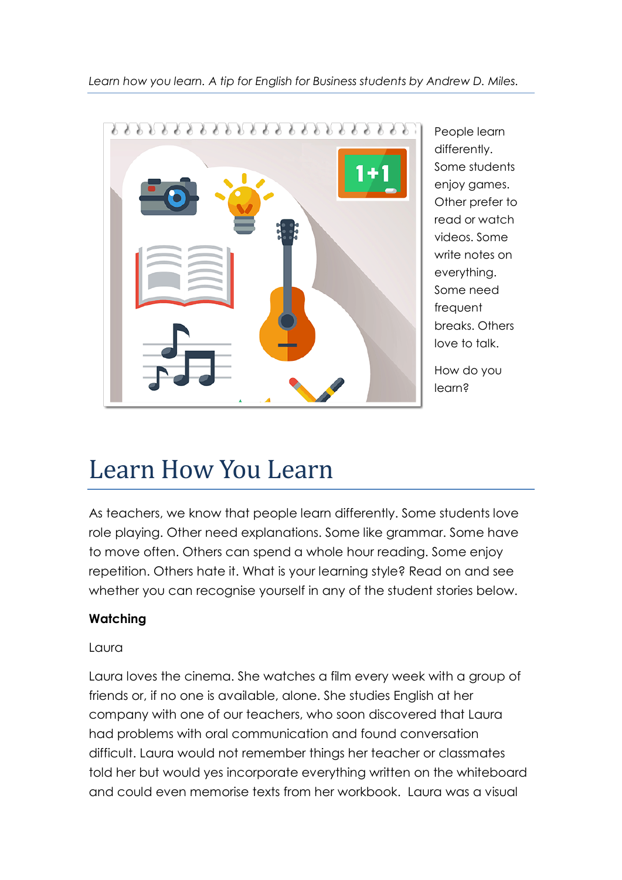*Learn how you learn. A tip for English for Business students by Andrew D. Miles.*

People learn differently. Some students enjoy games. Other prefer to read or watch videos. Some write notes on everything. Some need frequent breaks. Others love to talk.

How do you learn?

# Learn How You Learn

As teachers, we know that people learn differently. Some students love role playing. Other need explanations. Some like grammar. Some have to move often. Others can spend a whole hour reading. Some enjoy repetition. Others hate it. What is your learning style? Read on and see whether you can recognise yourself in any of the student stories below.

**Watching**

Laura

Laura loves the cinema. She watches a film every week with a group of friends or, if no one is available, alone. She studies English at her company with one of our teachers, who soon discovered that Laura had problems with oral communication and found conversation difficult. Laura would not remember things her teacher or classmates told her but would yes incorporate everything written on the whiteboard and could even memorise texts from her workbook. Laura was a visual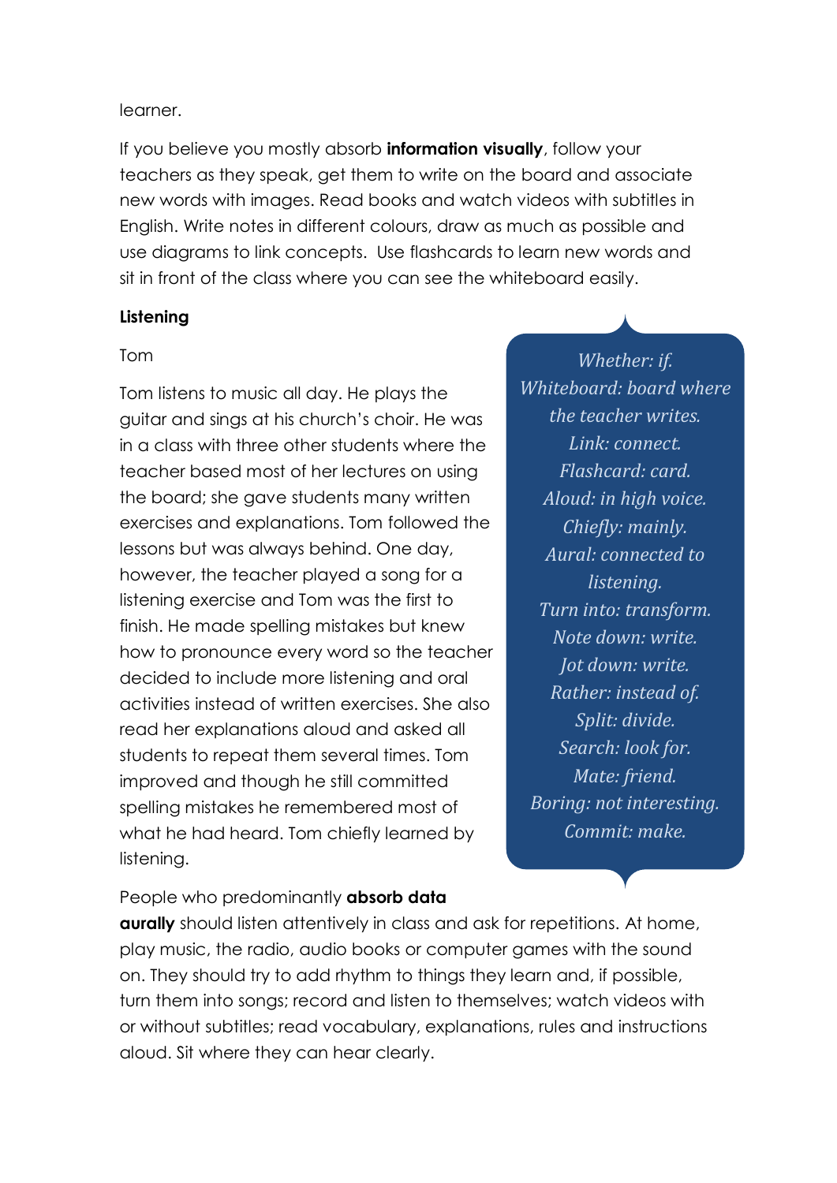learner.

If you believe you mostly absorb **information visually**, follow your teachers as they speak, get them to write on the board and associate new words with images. Read books and watch videos with subtitles in English. Write notes in different colours, draw as much as possible and use diagrams to link concepts. Use flashcards to learn new words and sit in front of the class where you can see the whiteboard easily.

**Listening**

Tom

Tom listens to music all day. He plays the guitar and sings at his church's choir. He was in a class with three other students where the teacher based most of her lectures on using the board; she gave students many written exercises and explanations. Tom followed the lessons but was always behind. One day, however, the teacher played a song for a listening exercise and Tom was the first to finish. He made spelling mistakes but knew how to pronounce every word so the teacher decided to include more listening and oral activities instead of written exercises. She also read her explanations aloud and asked all students to repeat them several times. Tom improved and though he still committed spelling mistakes he remembered most of what he had heard. Tom chiefly learned by listening.

People who predominantly **absorb data aurally** should listen attentively in class and ask for repetitions. At home, play music, the radio, audio books or computer games with the sound on. They should try to add rhythm to things they learn and, if possible, turn them into songs; record and listen to themselves; watch videos with or without subtitles; read vocabulary, explanations, rules and instructions aloud. Sit where they can hear clearly.

*Whether: if.*
*Whiteboard: board where the teacher writes.*
*Link: connect.*
*Flashcard: card.*
*Aloud: in high voice.*
*Chiefly: mainly.*
*Aural: connected to listening.*
*Turn into: transform.*
*Note down: write.*
*Jot down: write.*
*Rather: instead of.*
*Split: divide.*
*Search: look for.*
*Mate: friend.*
*Boring: not interesting.*
*Commit: make.*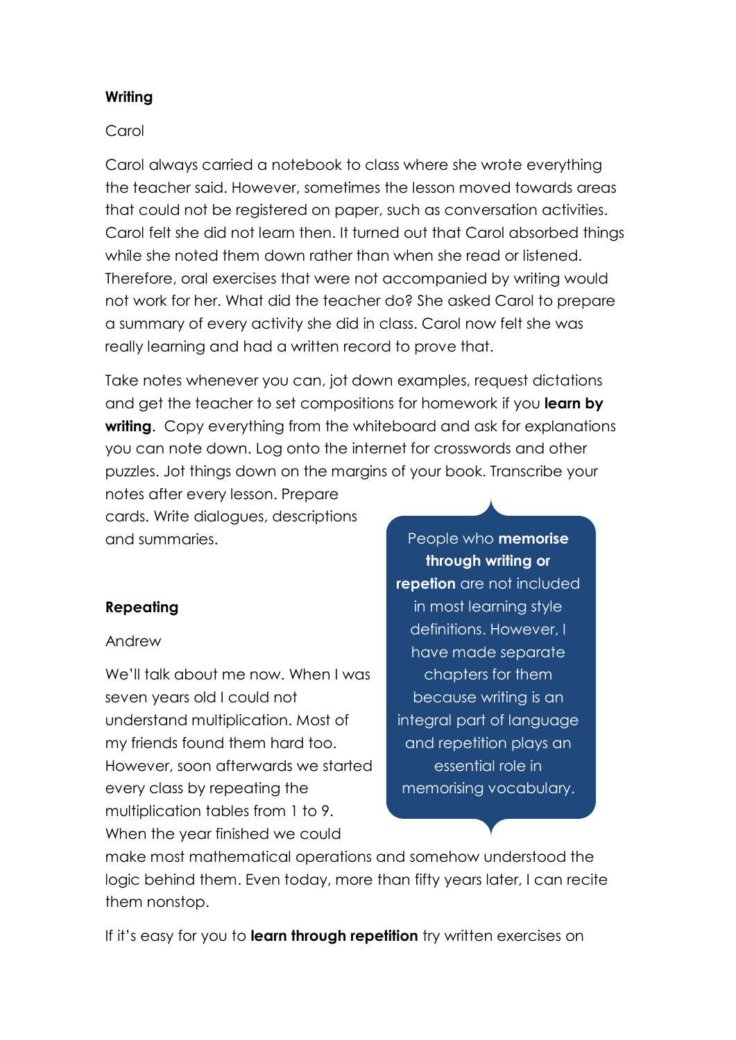**Writing**

Carol

Carol always carried a notebook to class where she wrote everything the teacher said. However, sometimes the lesson moved towards areas that could not be registered on paper, such as conversation activities. Carol felt she did not learn then. It turned out that Carol absorbed things while she noted them down rather than when she read or listened. Therefore, oral exercises that were not accompanied by writing would not work for her. What did the teacher do? She asked Carol to prepare a summary of every activity she did in class. Carol now felt she was really learning and had a written record to prove that.

Take notes whenever you can, jot down examples, request dictations and get the teacher to set compositions for homework if you **learn by writing**. Copy everything from the whiteboard and ask for explanations you can note down. Log onto the internet for crosswords and other puzzles. Jot things down on the margins of your book. Transcribe your notes after every lesson. Prepare cards. Write dialogues, descriptions and summaries.

> People who **memorise through writing or repetion** are not included in most learning style definitions. However, I have made separate chapters for them because writing is an integral part of language and repetition plays an essential role in memorising vocabulary.

**Repeating**

Andrew

We'll talk about me now. When I was seven years old I could not understand multiplication. Most of my friends found them hard too. However, soon afterwards we started every class by repeating the multiplication tables from 1 to 9. When the year finished we could make most mathematical operations and somehow understood the logic behind them. Even today, more than fifty years later, I can recite them nonstop.

If it's easy for you to **learn through repetition** try written exercises on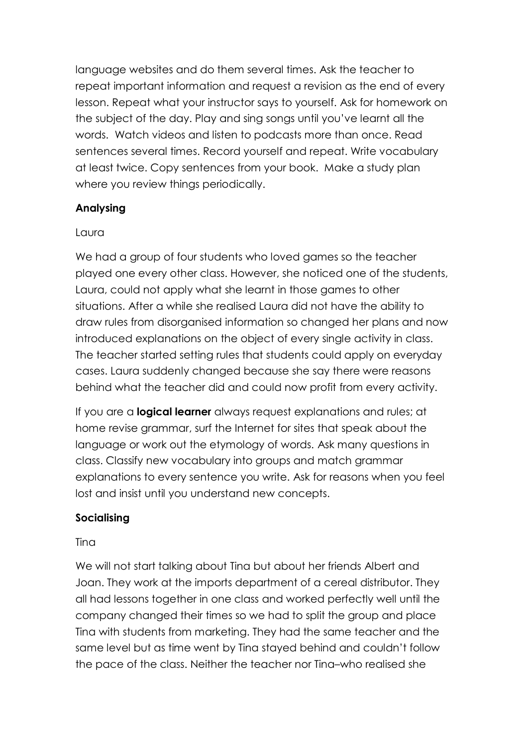language websites and do them several times. Ask the teacher to repeat important information and request a revision as the end of every lesson. Repeat what your instructor says to yourself. Ask for homework on the subject of the day. Play and sing songs until you've learnt all the words. Watch videos and listen to podcasts more than once. Read sentences several times. Record yourself and repeat. Write vocabulary at least twice. Copy sentences from your book. Make a study plan where you review things periodically.

**Analysing**

Laura

We had a group of four students who loved games so the teacher played one every other class. However, she noticed one of the students, Laura, could not apply what she learnt in those games to other situations. After a while she realised Laura did not have the ability to draw rules from disorganised information so changed her plans and now introduced explanations on the object of every single activity in class. The teacher started setting rules that students could apply on everyday cases. Laura suddenly changed because she say there were reasons behind what the teacher did and could now profit from every activity.

If you are a **logical learner** always request explanations and rules; at home revise grammar, surf the Internet for sites that speak about the language or work out the etymology of words. Ask many questions in class. Classify new vocabulary into groups and match grammar explanations to every sentence you write. Ask for reasons when you feel lost and insist until you understand new concepts.

**Socialising**

Tina

We will not start talking about Tina but about her friends Albert and Joan. They work at the imports department of a cereal distributor. They all had lessons together in one class and worked perfectly well until the company changed their times so we had to split the group and place Tina with students from marketing. They had the same teacher and the same level but as time went by Tina stayed behind and couldn't follow the pace of the class. Neither the teacher nor Tina–who realised she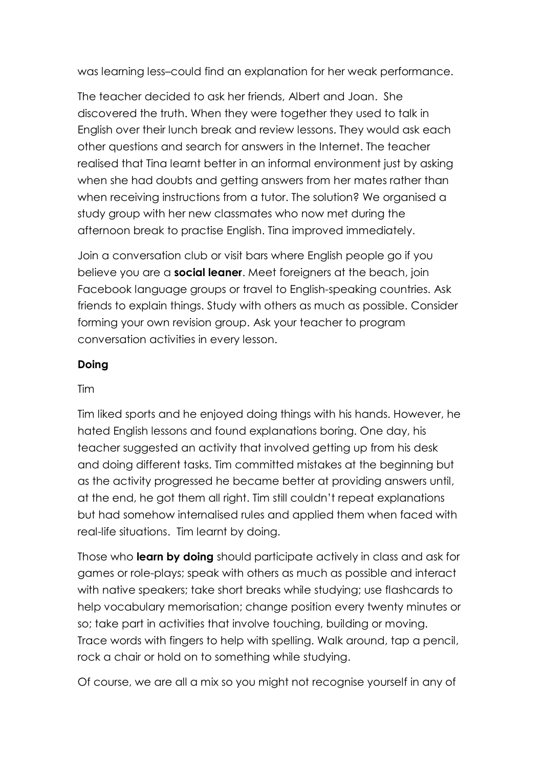was learning less–could find an explanation for her weak performance.

The teacher decided to ask her friends, Albert and Joan. She discovered the truth. When they were together they used to talk in English over their lunch break and review lessons. They would ask each other questions and search for answers in the Internet. The teacher realised that Tina learnt better in an informal environment just by asking when she had doubts and getting answers from her mates rather than when receiving instructions from a tutor. The solution? We organised a study group with her new classmates who now met during the afternoon break to practise English. Tina improved immediately.

Join a conversation club or visit bars where English people go if you believe you are a **social leaner**. Meet foreigners at the beach, join Facebook language groups or travel to English-speaking countries. Ask friends to explain things. Study with others as much as possible. Consider forming your own revision group. Ask your teacher to program conversation activities in every lesson.

**Doing**

Tim

Tim liked sports and he enjoyed doing things with his hands. However, he hated English lessons and found explanations boring. One day, his teacher suggested an activity that involved getting up from his desk and doing different tasks. Tim committed mistakes at the beginning but as the activity progressed he became better at providing answers until, at the end, he got them all right. Tim still couldn't repeat explanations but had somehow internalised rules and applied them when faced with real-life situations. Tim learnt by doing.

Those who **learn by doing** should participate actively in class and ask for games or role-plays; speak with others as much as possible and interact with native speakers; take short breaks while studying; use flashcards to help vocabulary memorisation; change position every twenty minutes or so; take part in activities that involve touching, building or moving. Trace words with fingers to help with spelling. Walk around, tap a pencil, rock a chair or hold on to something while studying.

Of course, we are all a mix so you might not recognise yourself in any of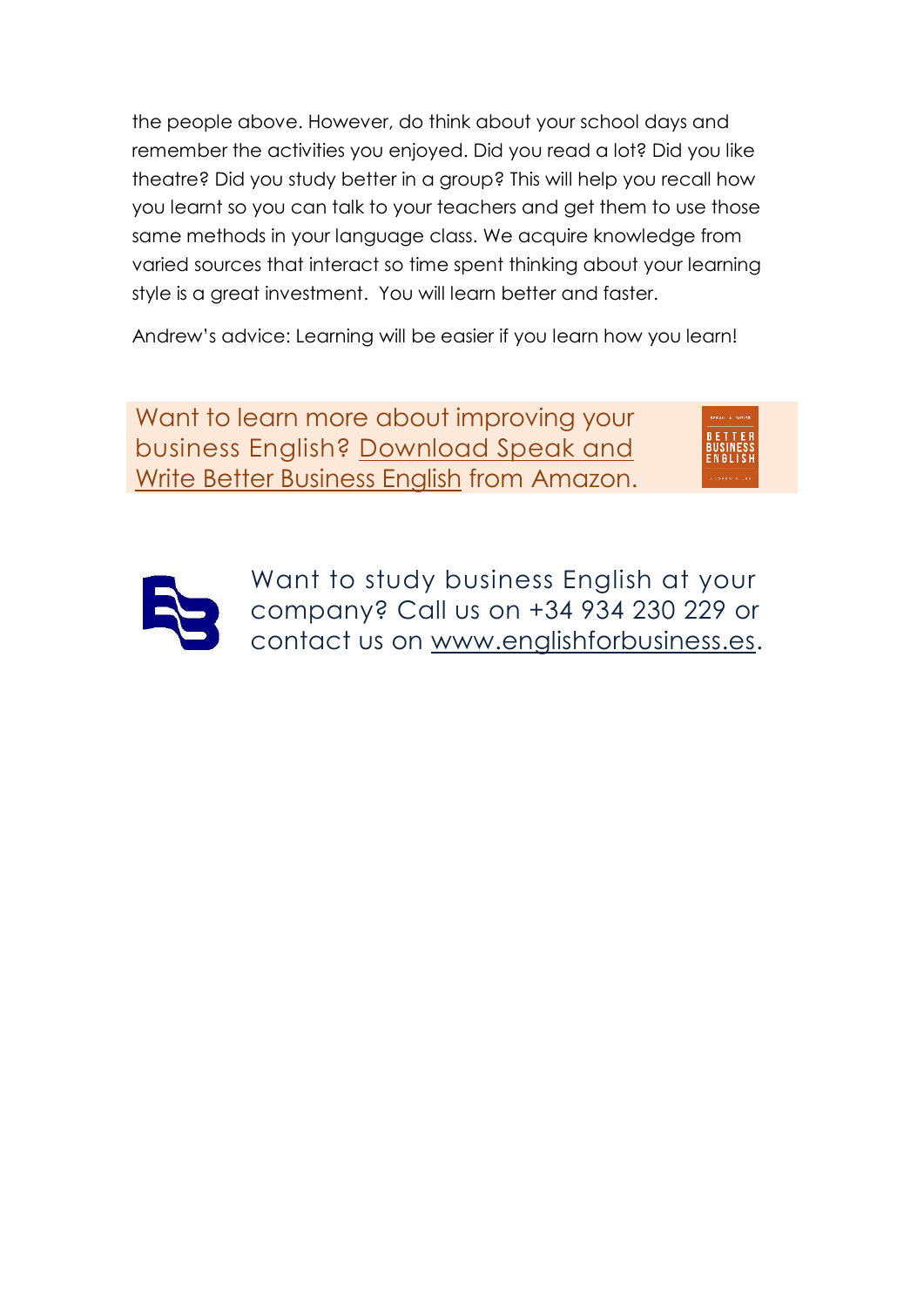the people above. However, do think about your school days and remember the activities you enjoyed. Did you read a lot? Did you like theatre? Did you study better in a group? This will help you recall how you learnt so you can talk to your teachers and get them to use those same methods in your language class. We acquire knowledge from varied sources that interact so time spent thinking about your learning style is a great investment. You will learn better and faster.

Andrew's advice: Learning will be easier if you learn how you learn!

Want to learn more about improving your business English? Download Speak and Write Better Business English from Amazon.

Want to study business English at your company? Call us on +34 934 230 229 or contact us on www.englishforbusiness.es.